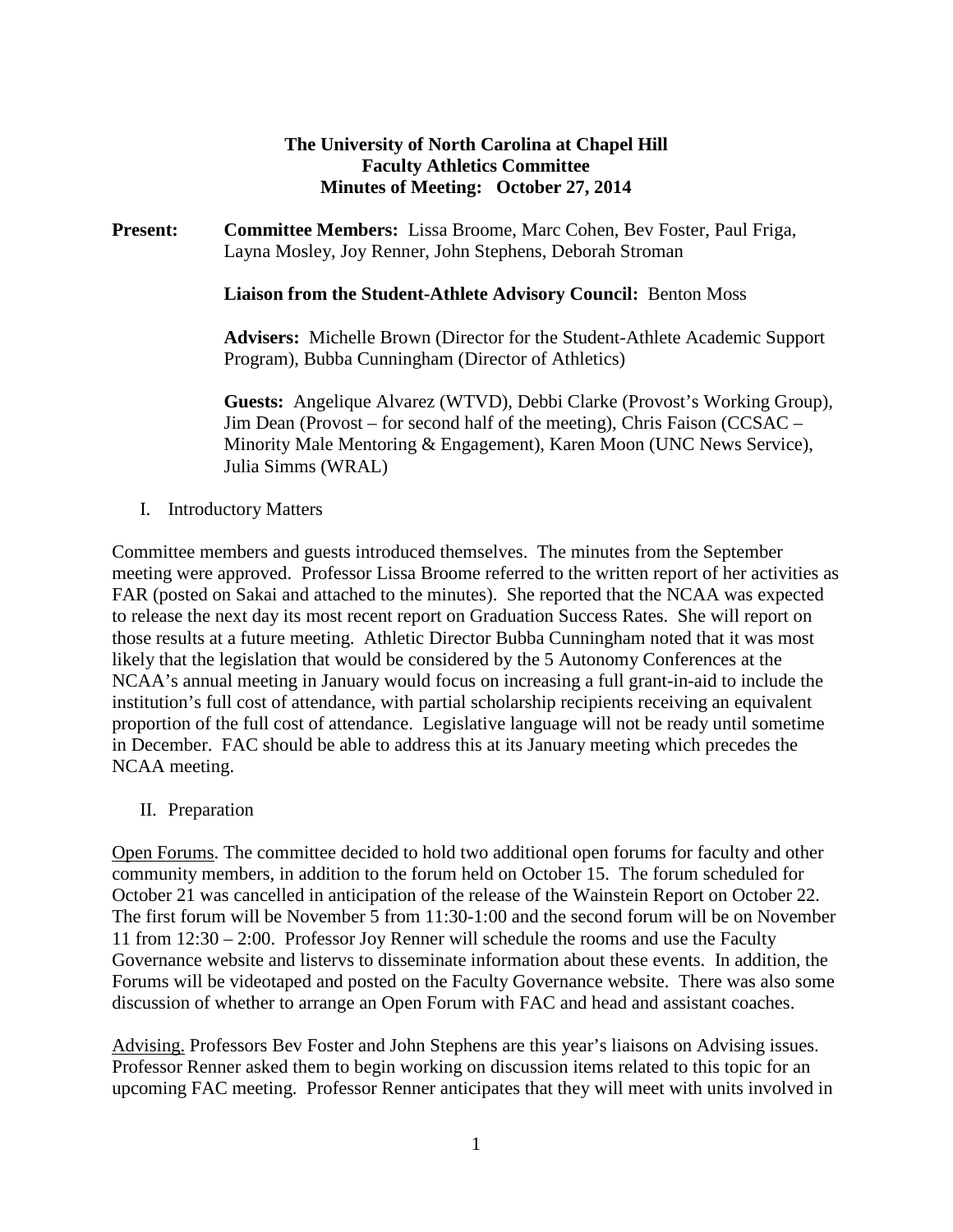**The University of North Carolina at Chapel Hill**
**Faculty Athletics Committee**
**Minutes of Meeting: October 27, 2014**

**Present:** **Committee Members:** Lissa Broome, Marc Cohen, Bev Foster, Paul Friga, Layna Mosley, Joy Renner, John Stephens, Deborah Stroman

**Liaison from the Student-Athlete Advisory Council:** Benton Moss

**Advisers:** Michelle Brown (Director for the Student-Athlete Academic Support Program), Bubba Cunningham (Director of Athletics)

**Guests:** Angelique Alvarez (WTVD), Debbi Clarke (Provost's Working Group), Jim Dean (Provost – for second half of the meeting), Chris Faison (CCSAC – Minority Male Mentoring & Engagement), Karen Moon (UNC News Service), Julia Simms (WRAL)

I. Introductory Matters

Committee members and guests introduced themselves. The minutes from the September meeting were approved. Professor Lissa Broome referred to the written report of her activities as FAR (posted on Sakai and attached to the minutes). She reported that the NCAA was expected to release the next day its most recent report on Graduation Success Rates. She will report on those results at a future meeting. Athletic Director Bubba Cunningham noted that it was most likely that the legislation that would be considered by the 5 Autonomy Conferences at the NCAA's annual meeting in January would focus on increasing a full grant-in-aid to include the institution's full cost of attendance, with partial scholarship recipients receiving an equivalent proportion of the full cost of attendance. Legislative language will not be ready until sometime in December. FAC should be able to address this at its January meeting which precedes the NCAA meeting.

II. Preparation

Open Forums. The committee decided to hold two additional open forums for faculty and other community members, in addition to the forum held on October 15. The forum scheduled for October 21 was cancelled in anticipation of the release of the Wainstein Report on October 22. The first forum will be November 5 from 11:30-1:00 and the second forum will be on November 11 from 12:30 – 2:00. Professor Joy Renner will schedule the rooms and use the Faculty Governance website and listervs to disseminate information about these events. In addition, the Forums will be videotaped and posted on the Faculty Governance website. There was also some discussion of whether to arrange an Open Forum with FAC and head and assistant coaches.

Advising. Professors Bev Foster and John Stephens are this year's liaisons on Advising issues. Professor Renner asked them to begin working on discussion items related to this topic for an upcoming FAC meeting. Professor Renner anticipates that they will meet with units involved in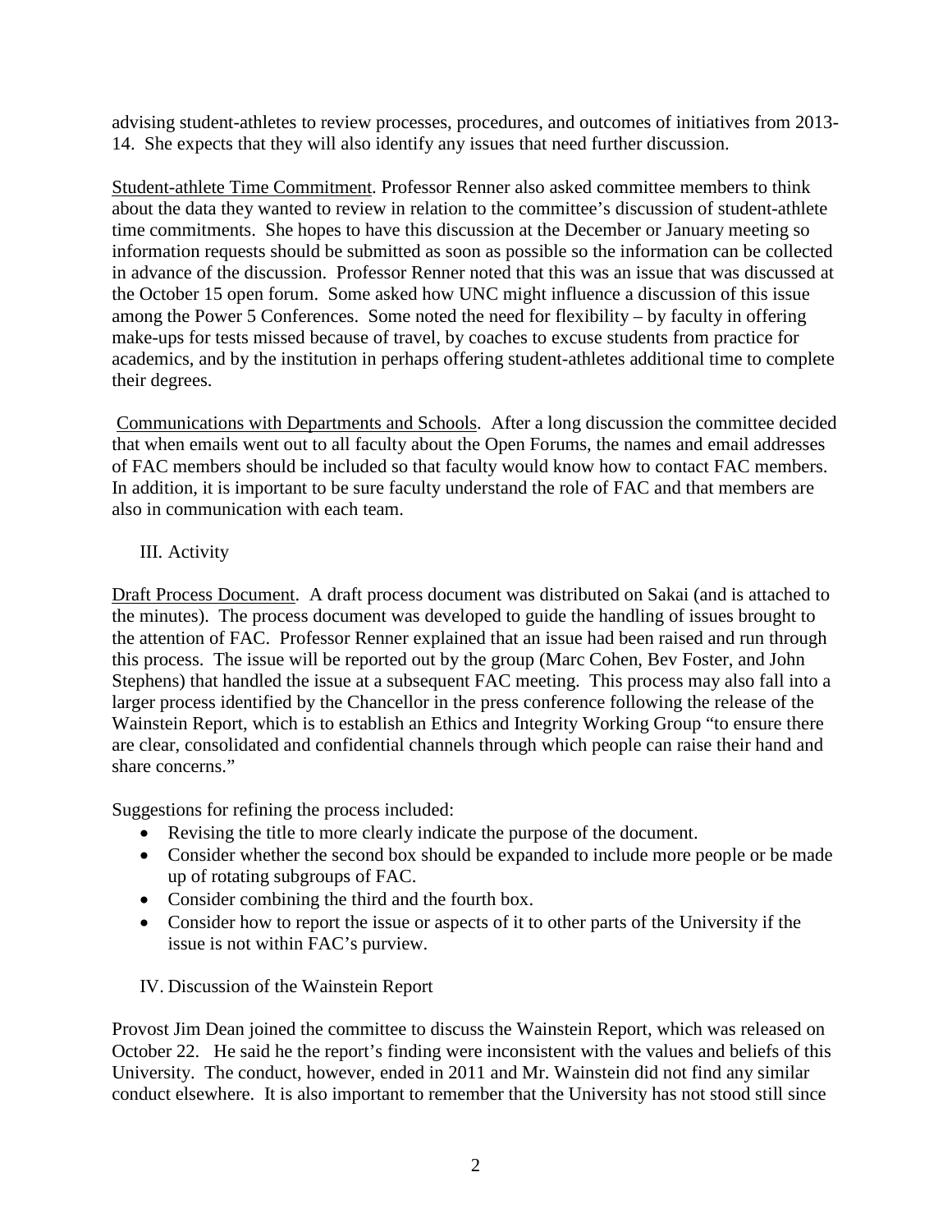advising student-athletes to review processes, procedures, and outcomes of initiatives from 2013-14. She expects that they will also identify any issues that need further discussion.

Student-athlete Time Commitment. Professor Renner also asked committee members to think about the data they wanted to review in relation to the committee's discussion of student-athlete time commitments. She hopes to have this discussion at the December or January meeting so information requests should be submitted as soon as possible so the information can be collected in advance of the discussion. Professor Renner noted that this was an issue that was discussed at the October 15 open forum. Some asked how UNC might influence a discussion of this issue among the Power 5 Conferences. Some noted the need for flexibility – by faculty in offering make-ups for tests missed because of travel, by coaches to excuse students from practice for academics, and by the institution in perhaps offering student-athletes additional time to complete their degrees.

Communications with Departments and Schools. After a long discussion the committee decided that when emails went out to all faculty about the Open Forums, the names and email addresses of FAC members should be included so that faculty would know how to contact FAC members. In addition, it is important to be sure faculty understand the role of FAC and that members are also in communication with each team.

## III. Activity

Draft Process Document. A draft process document was distributed on Sakai (and is attached to the minutes). The process document was developed to guide the handling of issues brought to the attention of FAC. Professor Renner explained that an issue had been raised and run through this process. The issue will be reported out by the group (Marc Cohen, Bev Foster, and John Stephens) that handled the issue at a subsequent FAC meeting. This process may also fall into a larger process identified by the Chancellor in the press conference following the release of the Wainstein Report, which is to establish an Ethics and Integrity Working Group "to ensure there are clear, consolidated and confidential channels through which people can raise their hand and share concerns."

Suggestions for refining the process included:

- Revising the title to more clearly indicate the purpose of the document.
- Consider whether the second box should be expanded to include more people or be made up of rotating subgroups of FAC.
- Consider combining the third and the fourth box.
- Consider how to report the issue or aspects of it to other parts of the University if the issue is not within FAC's purview.

## IV. Discussion of the Wainstein Report

Provost Jim Dean joined the committee to discuss the Wainstein Report, which was released on October 22. He said he the report's finding were inconsistent with the values and beliefs of this University. The conduct, however, ended in 2011 and Mr. Wainstein did not find any similar conduct elsewhere. It is also important to remember that the University has not stood still since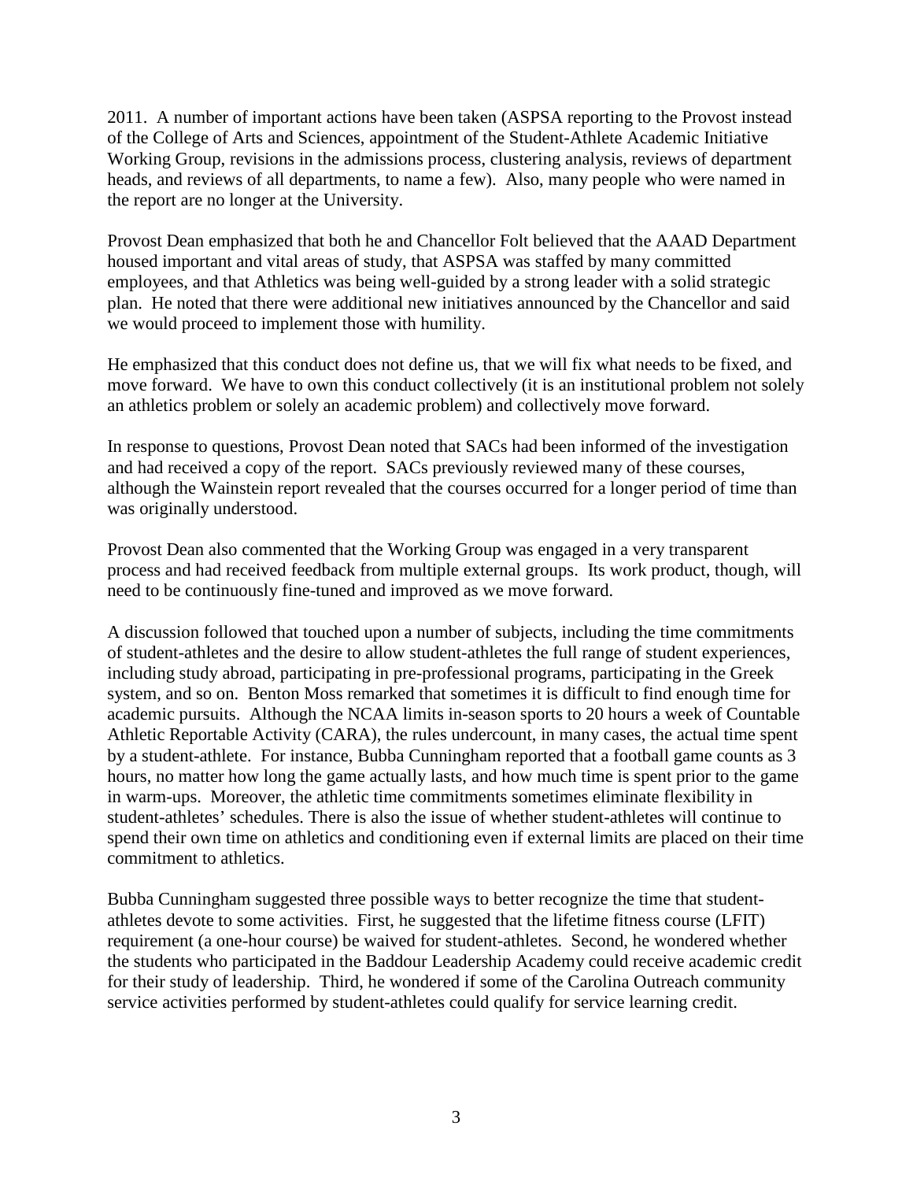2011. A number of important actions have been taken (ASPSA reporting to the Provost instead of the College of Arts and Sciences, appointment of the Student-Athlete Academic Initiative Working Group, revisions in the admissions process, clustering analysis, reviews of department heads, and reviews of all departments, to name a few). Also, many people who were named in the report are no longer at the University.

Provost Dean emphasized that both he and Chancellor Folt believed that the AAAD Department housed important and vital areas of study, that ASPSA was staffed by many committed employees, and that Athletics was being well-guided by a strong leader with a solid strategic plan. He noted that there were additional new initiatives announced by the Chancellor and said we would proceed to implement those with humility.

He emphasized that this conduct does not define us, that we will fix what needs to be fixed, and move forward. We have to own this conduct collectively (it is an institutional problem not solely an athletics problem or solely an academic problem) and collectively move forward.

In response to questions, Provost Dean noted that SACs had been informed of the investigation and had received a copy of the report. SACs previously reviewed many of these courses, although the Wainstein report revealed that the courses occurred for a longer period of time than was originally understood.

Provost Dean also commented that the Working Group was engaged in a very transparent process and had received feedback from multiple external groups. Its work product, though, will need to be continuously fine-tuned and improved as we move forward.

A discussion followed that touched upon a number of subjects, including the time commitments of student-athletes and the desire to allow student-athletes the full range of student experiences, including study abroad, participating in pre-professional programs, participating in the Greek system, and so on. Benton Moss remarked that sometimes it is difficult to find enough time for academic pursuits. Although the NCAA limits in-season sports to 20 hours a week of Countable Athletic Reportable Activity (CARA), the rules undercount, in many cases, the actual time spent by a student-athlete. For instance, Bubba Cunningham reported that a football game counts as 3 hours, no matter how long the game actually lasts, and how much time is spent prior to the game in warm-ups. Moreover, the athletic time commitments sometimes eliminate flexibility in student-athletes' schedules. There is also the issue of whether student-athletes will continue to spend their own time on athletics and conditioning even if external limits are placed on their time commitment to athletics.

Bubba Cunningham suggested three possible ways to better recognize the time that student-athletes devote to some activities. First, he suggested that the lifetime fitness course (LFIT) requirement (a one-hour course) be waived for student-athletes. Second, he wondered whether the students who participated in the Baddour Leadership Academy could receive academic credit for their study of leadership. Third, he wondered if some of the Carolina Outreach community service activities performed by student-athletes could qualify for service learning credit.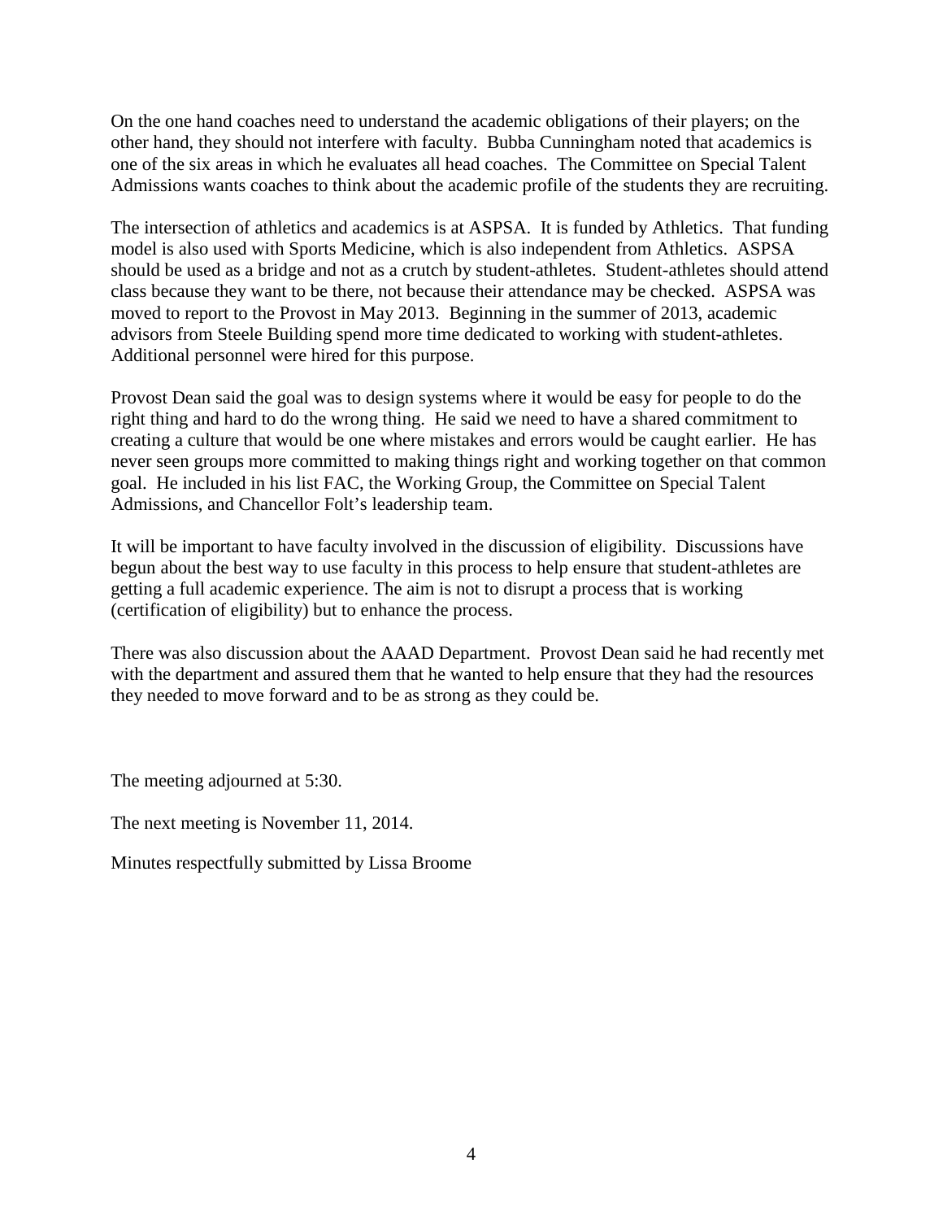On the one hand coaches need to understand the academic obligations of their players; on the other hand, they should not interfere with faculty. Bubba Cunningham noted that academics is one of the six areas in which he evaluates all head coaches. The Committee on Special Talent Admissions wants coaches to think about the academic profile of the students they are recruiting.

The intersection of athletics and academics is at ASPSA. It is funded by Athletics. That funding model is also used with Sports Medicine, which is also independent from Athletics. ASPSA should be used as a bridge and not as a crutch by student-athletes. Student-athletes should attend class because they want to be there, not because their attendance may be checked. ASPSA was moved to report to the Provost in May 2013. Beginning in the summer of 2013, academic advisors from Steele Building spend more time dedicated to working with student-athletes. Additional personnel were hired for this purpose.

Provost Dean said the goal was to design systems where it would be easy for people to do the right thing and hard to do the wrong thing. He said we need to have a shared commitment to creating a culture that would be one where mistakes and errors would be caught earlier. He has never seen groups more committed to making things right and working together on that common goal. He included in his list FAC, the Working Group, the Committee on Special Talent Admissions, and Chancellor Folt's leadership team.

It will be important to have faculty involved in the discussion of eligibility. Discussions have begun about the best way to use faculty in this process to help ensure that student-athletes are getting a full academic experience. The aim is not to disrupt a process that is working (certification of eligibility) but to enhance the process.

There was also discussion about the AAAD Department. Provost Dean said he had recently met with the department and assured them that he wanted to help ensure that they had the resources they needed to move forward and to be as strong as they could be.

The meeting adjourned at 5:30.

The next meeting is November 11, 2014.

Minutes respectfully submitted by Lissa Broome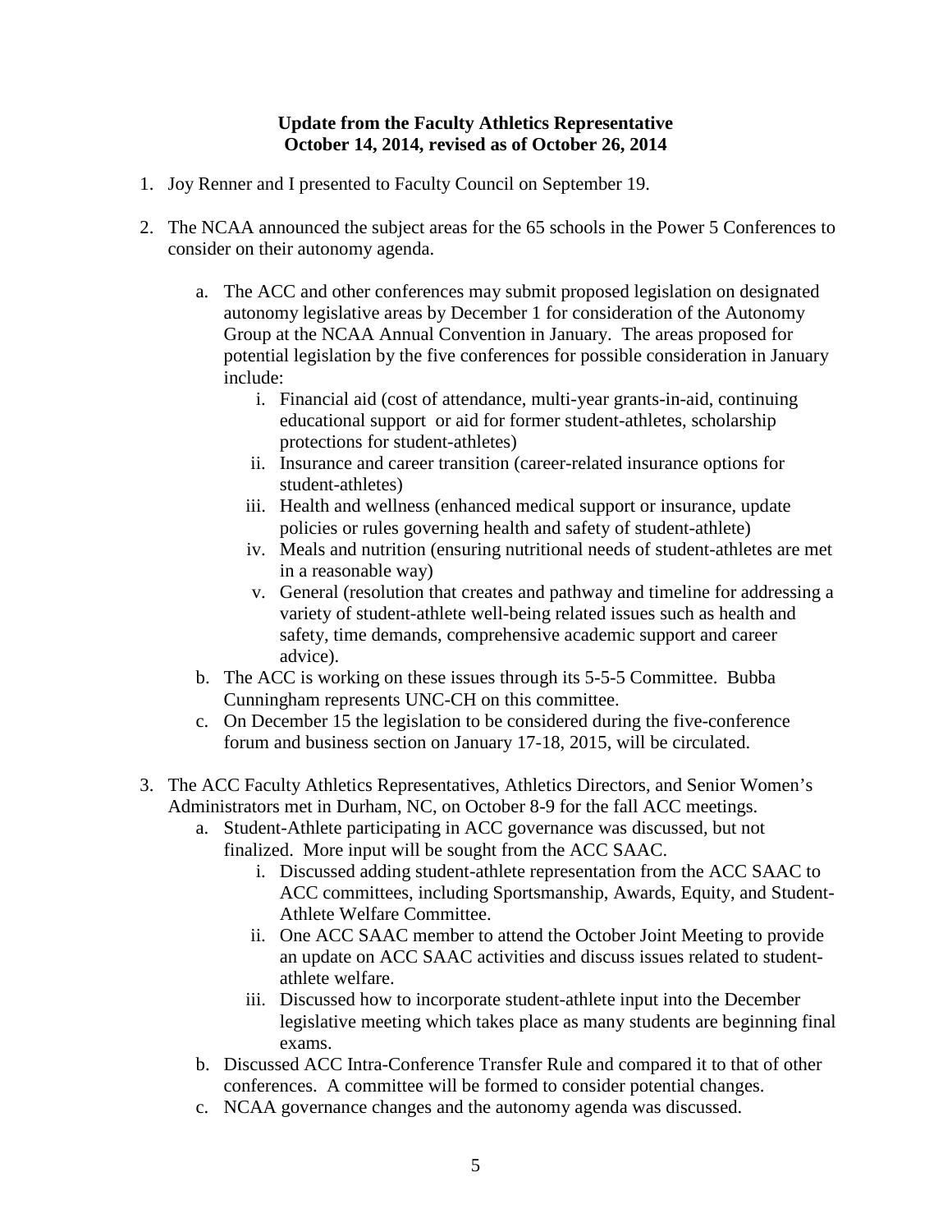**Update from the Faculty Athletics Representative**
**October 14, 2014, revised as of October 26, 2014**

1. Joy Renner and I presented to Faculty Council on September 19.

2. The NCAA announced the subject areas for the 65 schools in the Power 5 Conferences to consider on their autonomy agenda.

   a. The ACC and other conferences may submit proposed legislation on designated autonomy legislative areas by December 1 for consideration of the Autonomy Group at the NCAA Annual Convention in January. The areas proposed for potential legislation by the five conferences for possible consideration in January include:
      i. Financial aid (cost of attendance, multi-year grants-in-aid, continuing educational support or aid for former student-athletes, scholarship protections for student-athletes)
      ii. Insurance and career transition (career-related insurance options for student-athletes)
      iii. Health and wellness (enhanced medical support or insurance, update policies or rules governing health and safety of student-athlete)
      iv. Meals and nutrition (ensuring nutritional needs of student-athletes are met in a reasonable way)
      v. General (resolution that creates and pathway and timeline for addressing a variety of student-athlete well-being related issues such as health and safety, time demands, comprehensive academic support and career advice).

   b. The ACC is working on these issues through its 5-5-5 Committee. Bubba Cunningham represents UNC-CH on this committee.

   c. On December 15 the legislation to be considered during the five-conference forum and business section on January 17-18, 2015, will be circulated.

3. The ACC Faculty Athletics Representatives, Athletics Directors, and Senior Women's Administrators met in Durham, NC, on October 8-9 for the fall ACC meetings.

   a. Student-Athlete participating in ACC governance was discussed, but not finalized. More input will be sought from the ACC SAAC.
      i. Discussed adding student-athlete representation from the ACC SAAC to ACC committees, including Sportsmanship, Awards, Equity, and Student-Athlete Welfare Committee.
      ii. One ACC SAAC member to attend the October Joint Meeting to provide an update on ACC SAAC activities and discuss issues related to student-athlete welfare.
      iii. Discussed how to incorporate student-athlete input into the December legislative meeting which takes place as many students are beginning final exams.

   b. Discussed ACC Intra-Conference Transfer Rule and compared it to that of other conferences. A committee will be formed to consider potential changes.

   c. NCAA governance changes and the autonomy agenda was discussed.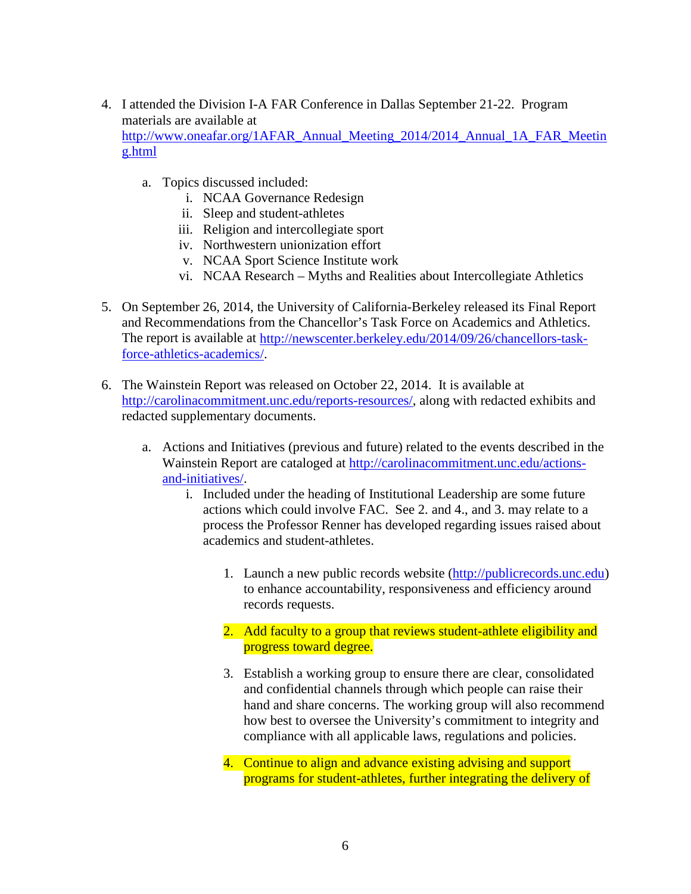4. I attended the Division I-A FAR Conference in Dallas September 21-22. Program materials are available at http://www.oneafar.org/1AFAR_Annual_Meeting_2014/2014_Annual_1A_FAR_Meeting.html

    a. Topics discussed included:
        i. NCAA Governance Redesign
        ii. Sleep and student-athletes
        iii. Religion and intercollegiate sport
        iv. Northwestern unionization effort
        v. NCAA Sport Science Institute work
        vi. NCAA Research – Myths and Realities about Intercollegiate Athletics

5. On September 26, 2014, the University of California-Berkeley released its Final Report and Recommendations from the Chancellor's Task Force on Academics and Athletics. The report is available at http://newscenter.berkeley.edu/2014/09/26/chancellors-task-force-athletics-academics/.

6. The Wainstein Report was released on October 22, 2014. It is available at http://carolinacommitment.unc.edu/reports-resources/, along with redacted exhibits and redacted supplementary documents.

    a. Actions and Initiatives (previous and future) related to the events described in the Wainstein Report are cataloged at http://carolinacommitment.unc.edu/actions-and-initiatives/.
        i. Included under the heading of Institutional Leadership are some future actions which could involve FAC. See 2. and 4., and 3. may relate to a process the Professor Renner has developed regarding issues raised about academics and student-athletes.

            1. Launch a new public records website (http://publicrecords.unc.edu) to enhance accountability, responsiveness and efficiency around records requests.

            2. Add faculty to a group that reviews student-athlete eligibility and progress toward degree.

            3. Establish a working group to ensure there are clear, consolidated and confidential channels through which people can raise their hand and share concerns. The working group will also recommend how best to oversee the University's commitment to integrity and compliance with all applicable laws, regulations and policies.

            4. Continue to align and advance existing advising and support programs for student-athletes, further integrating the delivery of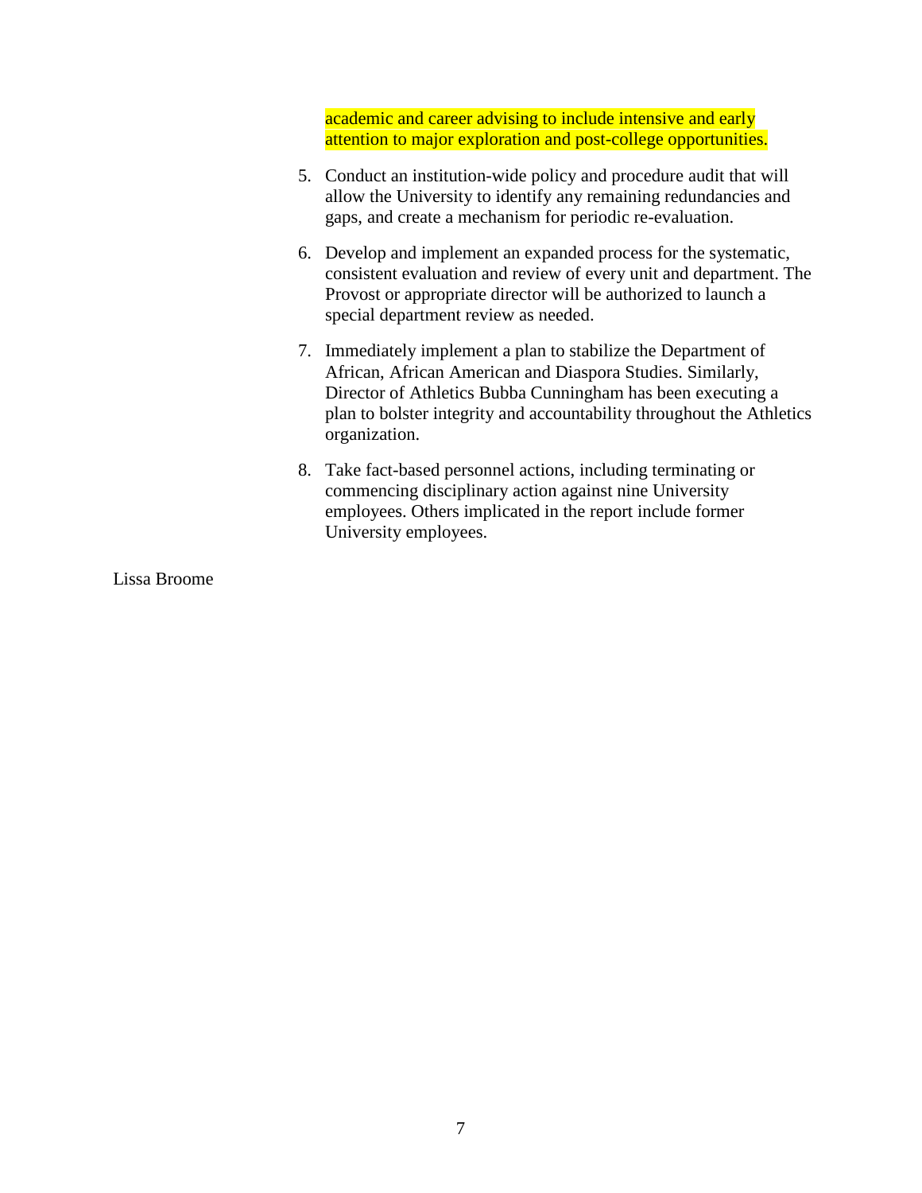academic and career advising to include intensive and early attention to major exploration and post-college opportunities.

5. Conduct an institution-wide policy and procedure audit that will allow the University to identify any remaining redundancies and gaps, and create a mechanism for periodic re-evaluation.

6. Develop and implement an expanded process for the systematic, consistent evaluation and review of every unit and department. The Provost or appropriate director will be authorized to launch a special department review as needed.

7. Immediately implement a plan to stabilize the Department of African, African American and Diaspora Studies. Similarly, Director of Athletics Bubba Cunningham has been executing a plan to bolster integrity and accountability throughout the Athletics organization.

8. Take fact-based personnel actions, including terminating or commencing disciplinary action against nine University employees. Others implicated in the report include former University employees.

Lissa Broome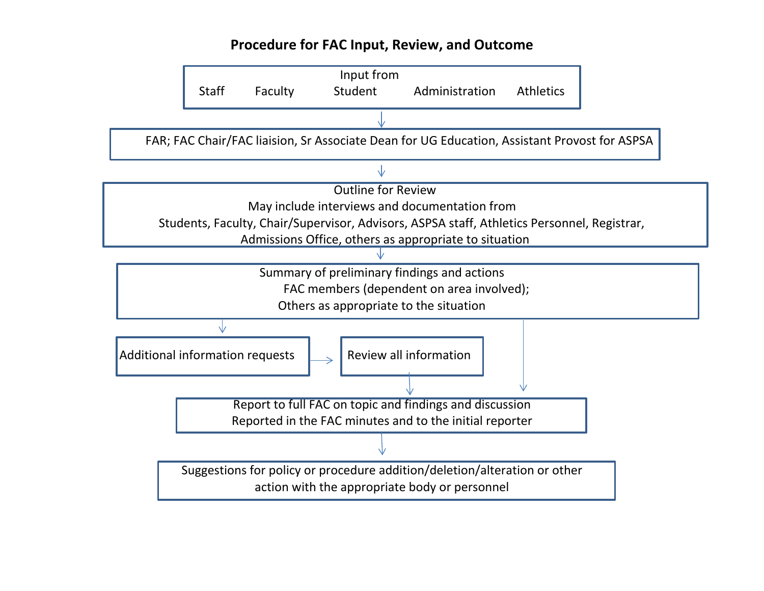## Procedure for FAC Input, Review, and Outcome

**Input from**
Staff | Faculty | Student | Administration | Athletics

↓

FAR; FAC Chair/FAC liaision, Sr Associate Dean for UG Education, Assistant Provost for ASPSA

↓

**Outline for Review**
May include interviews and documentation from
Students, Faculty, Chair/Supervisor, Advisors, ASPSA staff, Athletics Personnel, Registrar, Admissions Office, others as appropriate to situation

↓

**Summary of preliminary findings and actions**
FAC members (dependent on area involved);
Others as appropriate to the situation

↓

Additional information requests → Review all information

↓

Report to full FAC on topic and findings and discussion
Reported in the FAC minutes and to the initial reporter

↓

Suggestions for policy or procedure addition/deletion/alteration or other action with the appropriate body or personnel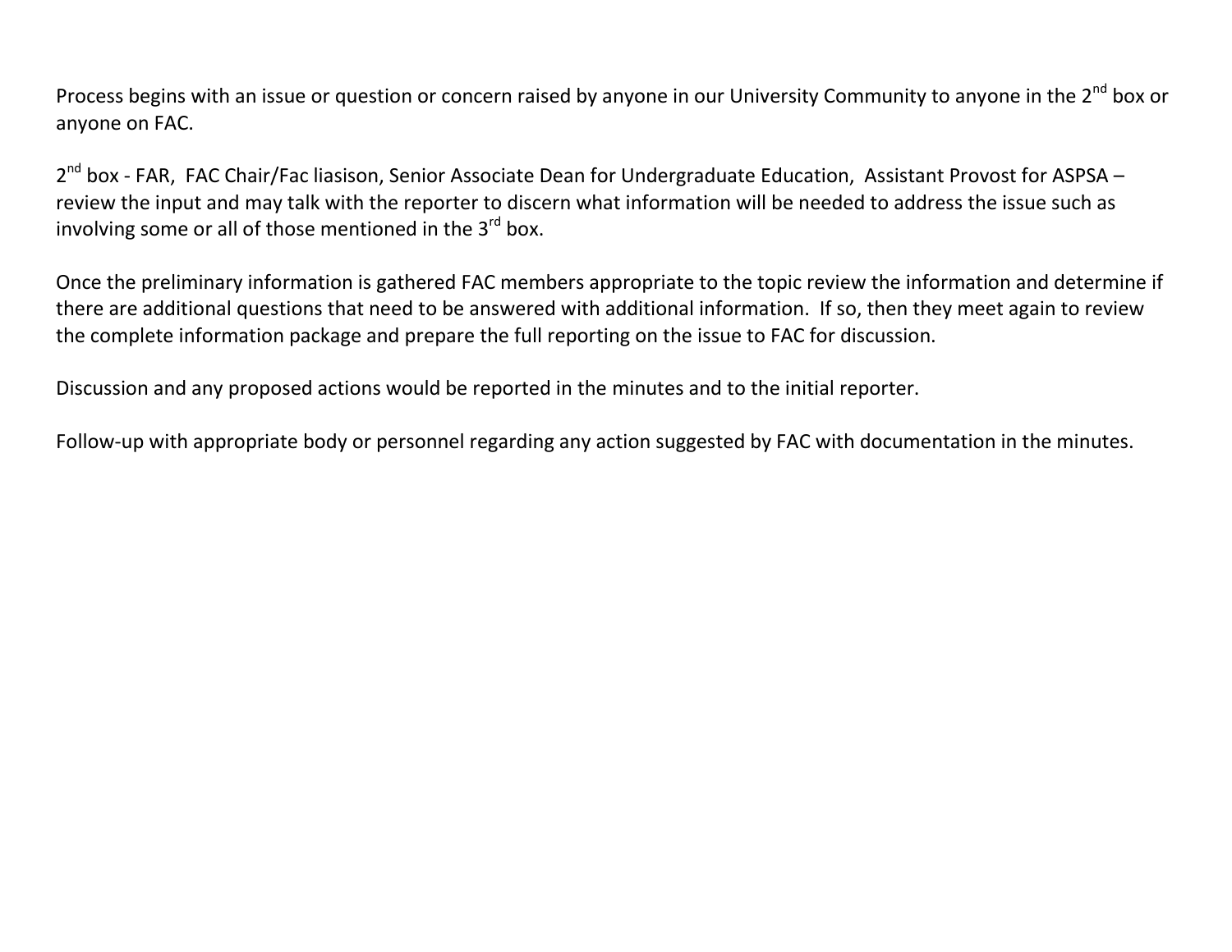Process begins with an issue or question or concern raised by anyone in our University Community to anyone in the 2nd box or anyone on FAC.

2nd box - FAR, FAC Chair/Fac liasison, Senior Associate Dean for Undergraduate Education, Assistant Provost for ASPSA – review the input and may talk with the reporter to discern what information will be needed to address the issue such as involving some or all of those mentioned in the 3rd box.

Once the preliminary information is gathered FAC members appropriate to the topic review the information and determine if there are additional questions that need to be answered with additional information. If so, then they meet again to review the complete information package and prepare the full reporting on the issue to FAC for discussion.

Discussion and any proposed actions would be reported in the minutes and to the initial reporter.

Follow-up with appropriate body or personnel regarding any action suggested by FAC with documentation in the minutes.